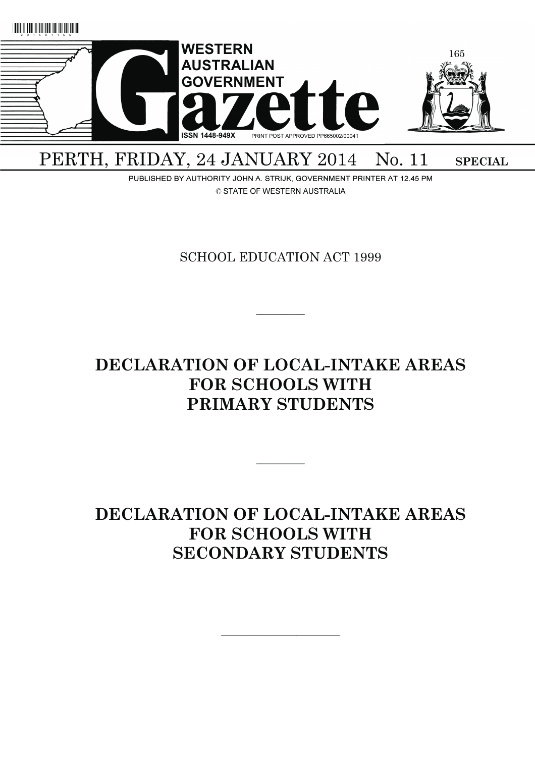# WESTERN AUSTRALIAN GOVERNMENT Gazette

ISSN 1448-949X PRINT POST APPROVED PP665002/00041

PERTH, FRIDAY, 24 JANUARY 2014 No. 11 SPECIAL

PUBLISHED BY AUTHORITY JOHN A. STRIJK, GOVERNMENT PRINTER AT 12.45 PM

© STATE OF WESTERN AUSTRALIA

SCHOOL EDUCATION ACT 1999

---

## DECLARATION OF LOCAL-INTAKE AREAS FOR SCHOOLS WITH PRIMARY STUDENTS

---

## DECLARATION OF LOCAL-INTAKE AREAS FOR SCHOOLS WITH SECONDARY STUDENTS

---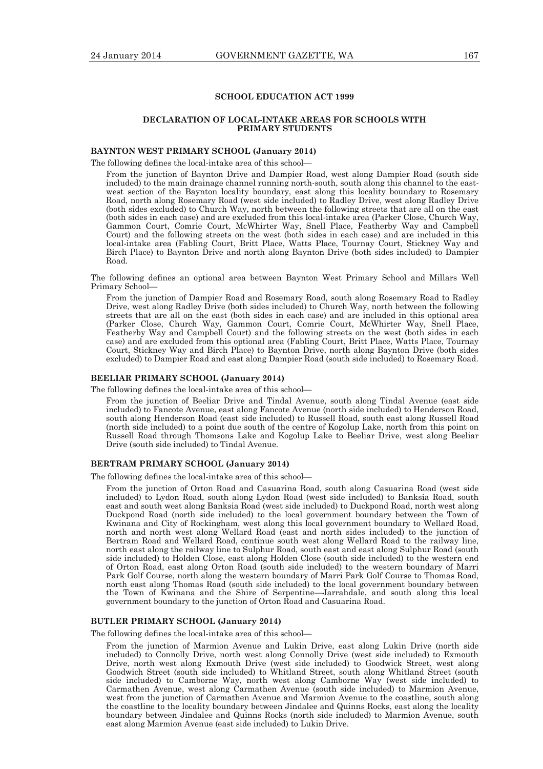## SCHOOL EDUCATION ACT 1999

### DECLARATION OF LOCAL-INTAKE AREAS FOR SCHOOLS WITH PRIMARY STUDENTS

#### BAYNTON WEST PRIMARY SCHOOL (January 2014)

The following defines the local-intake area of this school—

> From the junction of Baynton Drive and Dampier Road, west along Dampier Road (south side included) to the main drainage channel running north-south, south along this channel to the east-west section of the Baynton locality boundary, east along this locality boundary to Rosemary Road, north along Rosemary Road (west side included) to Radley Drive, west along Radley Drive (both sides excluded) to Church Way, north between the following streets that are all on the east (both sides in each case) and are excluded from this local-intake area (Parker Close, Church Way, Gammon Court, Comrie Court, McWhirter Way, Snell Place, Featherby Way and Campbell Court) and the following streets on the west (both sides in each case) and are included in this local-intake area (Fabling Court, Britt Place, Watts Place, Tournay Court, Stickney Way and Birch Place) to Baynton Drive and north along Baynton Drive (both sides included) to Dampier Road.

The following defines an optional area between Baynton West Primary School and Millars Well Primary School—

> From the junction of Dampier Road and Rosemary Road, south along Rosemary Road to Radley Drive, west along Radley Drive (both sides included) to Church Way, north between the following streets that are all on the east (both sides in each case) and are included in this optional area (Parker Close, Church Way, Gammon Court, Comrie Court, McWhirter Way, Snell Place, Featherby Way and Campbell Court) and the following streets on the west (both sides in each case) and are excluded from this optional area (Fabling Court, Britt Place, Watts Place, Tournay Court, Stickney Way and Birch Place) to Baynton Drive, north along Baynton Drive (both sides excluded) to Dampier Road and east along Dampier Road (south side included) to Rosemary Road.

#### BEELIAR PRIMARY SCHOOL (January 2014)

The following defines the local-intake area of this school—

> From the junction of Beeliar Drive and Tindal Avenue, south along Tindal Avenue (east side included) to Fancote Avenue, east along Fancote Avenue (north side included) to Henderson Road, south along Henderson Road (east side included) to Russell Road, south east along Russell Road (north side included) to a point due south of the centre of Kogolup Lake, north from this point on Russell Road through Thomsons Lake and Kogolup Lake to Beeliar Drive, west along Beeliar Drive (south side included) to Tindal Avenue.

#### BERTRAM PRIMARY SCHOOL (January 2014)

The following defines the local-intake area of this school—

> From the junction of Orton Road and Casuarina Road, south along Casuarina Road (west side included) to Lydon Road, south along Lydon Road (west side included) to Banksia Road, south east and south west along Banksia Road (west side included) to Duckpond Road, north west along Duckpond Road (north side included) to the local government boundary between the Town of Kwinana and City of Rockingham, west along this local government boundary to Wellard Road, north and north west along Wellard Road (east and north sides included) to the junction of Bertram Road and Wellard Road, continue south west along Wellard Road to the railway line, north east along the railway line to Sulphur Road, south east and east along Sulphur Road (south side included) to Holden Close, east along Holden Close (south side included) to the western end of Orton Road, east along Orton Road (south side included) to the western boundary of Marri Park Golf Course, north along the western boundary of Marri Park Golf Course to Thomas Road, north east along Thomas Road (south side included) to the local government boundary between the Town of Kwinana and the Shire of Serpentine—Jarrahdale, and south along this local government boundary to the junction of Orton Road and Casuarina Road.

#### BUTLER PRIMARY SCHOOL (January 2014)

The following defines the local-intake area of this school—

> From the junction of Marmion Avenue and Lukin Drive, east along Lukin Drive (north side included) to Connolly Drive, north west along Connolly Drive (west side included) to Exmouth Drive, north west along Exmouth Drive (west side included) to Goodwick Street, west along Goodwich Street (south side included) to Whitland Street, south along Whitland Street (south side included) to Camborne Way, north west along Camborne Way (west side included) to Carmathen Avenue, west along Carmathen Avenue (south side included) to Marmion Avenue, west from the junction of Carmathen Avenue and Marmion Avenue to the coastline, south along the coastline to the locality boundary between Jindalee and Quinns Rocks, east along the locality boundary between Jindalee and Quinns Rocks (north side included) to Marmion Avenue, south east along Marmion Avenue (east side included) to Lukin Drive.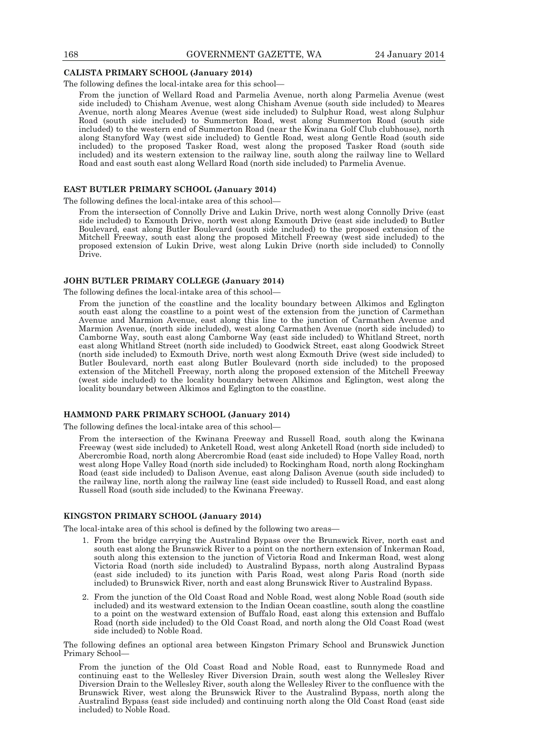**CALISTA PRIMARY SCHOOL (January 2014)**

The following defines the local-intake area for this school—

From the junction of Wellard Road and Parmelia Avenue, north along Parmelia Avenue (west side included) to Chisham Avenue, west along Chisham Avenue (south side included) to Meares Avenue, north along Meares Avenue (west side included) to Sulphur Road, west along Sulphur Road (south side included) to Summerton Road, west along Summerton Road (south side included) to the western end of Summerton Road (near the Kwinana Golf Club clubhouse), north along Stanyford Way (west side included) to Gentle Road, west along Gentle Road (south side included) to the proposed Tasker Road, west along the proposed Tasker Road (south side included) and its western extension to the railway line, south along the railway line to Wellard Road and east south east along Wellard Road (north side included) to Parmelia Avenue.

**EAST BUTLER PRIMARY SCHOOL (January 2014)**

The following defines the local-intake area of this school—

From the intersection of Connolly Drive and Lukin Drive, north west along Connolly Drive (east side included) to Exmouth Drive, north west along Exmouth Drive (east side included) to Butler Boulevard, east along Butler Boulevard (south side included) to the proposed extension of the Mitchell Freeway, south east along the proposed Mitchell Freeway (west side included) to the proposed extension of Lukin Drive, west along Lukin Drive (north side included) to Connolly Drive.

**JOHN BUTLER PRIMARY COLLEGE (January 2014)**

The following defines the local-intake area of this school—

From the junction of the coastline and the locality boundary between Alkimos and Eglington south east along the coastline to a point west of the extension from the junction of Carmethan Avenue and Marmion Avenue, east along this line to the junction of Carmathen Avenue and Marmion Avenue, (north side included), west along Carmathen Avenue (north side included) to Camborne Way, south east along Camborne Way (east side included) to Whitland Street, north east along Whitland Street (north side included) to Goodwick Street, east along Goodwick Street (north side included) to Exmouth Drive, north west along Exmouth Drive (west side included) to Butler Boulevard, north east along Butler Boulevard (north side included) to the proposed extension of the Mitchell Freeway, north along the proposed extension of the Mitchell Freeway (west side included) to the locality boundary between Alkimos and Eglington, west along the locality boundary between Alkimos and Eglington to the coastline.

**HAMMOND PARK PRIMARY SCHOOL (January 2014)**

The following defines the local-intake area of this school—

From the intersection of the Kwinana Freeway and Russell Road, south along the Kwinana Freeway (west side included) to Anketell Road, west along Anketell Road (north side included) to Abercrombie Road, north along Abercrombie Road (east side included) to Hope Valley Road, north west along Hope Valley Road (north side included) to Rockingham Road, north along Rockingham Road (east side included) to Dalison Avenue, east along Dalison Avenue (south side included) to the railway line, north along the railway line (east side included) to Russell Road, and east along Russell Road (south side included) to the Kwinana Freeway.

**KINGSTON PRIMARY SCHOOL (January 2014)**

The local-intake area of this school is defined by the following two areas—

1. From the bridge carrying the Australind Bypass over the Brunswick River, north east and south east along the Brunswick River to a point on the northern extension of Inkerman Road, south along this extension to the junction of Victoria Road and Inkerman Road, west along Victoria Road (north side included) to Australind Bypass, north along Australind Bypass (east side included) to its junction with Paris Road, west along Paris Road (north side included) to Brunswick River, north and east along Brunswick River to Australind Bypass.
2. From the junction of the Old Coast Road and Noble Road, west along Noble Road (south side included) and its westward extension to the Indian Ocean coastline, south along the coastline to a point on the westward extension of Buffalo Road, east along this extension and Buffalo Road (north side included) to the Old Coast Road, and north along the Old Coast Road (west side included) to Noble Road.

The following defines an optional area between Kingston Primary School and Brunswick Junction Primary School—

From the junction of the Old Coast Road and Noble Road, east to Runnymede Road and continuing east to the Wellesley River Diversion Drain, south west along the Wellesley River Diversion Drain to the Wellesley River, south along the Wellesley River to the confluence with the Brunswick River, west along the Brunswick River to the Australind Bypass, north along the Australind Bypass (east side included) and continuing north along the Old Coast Road (east side included) to Noble Road.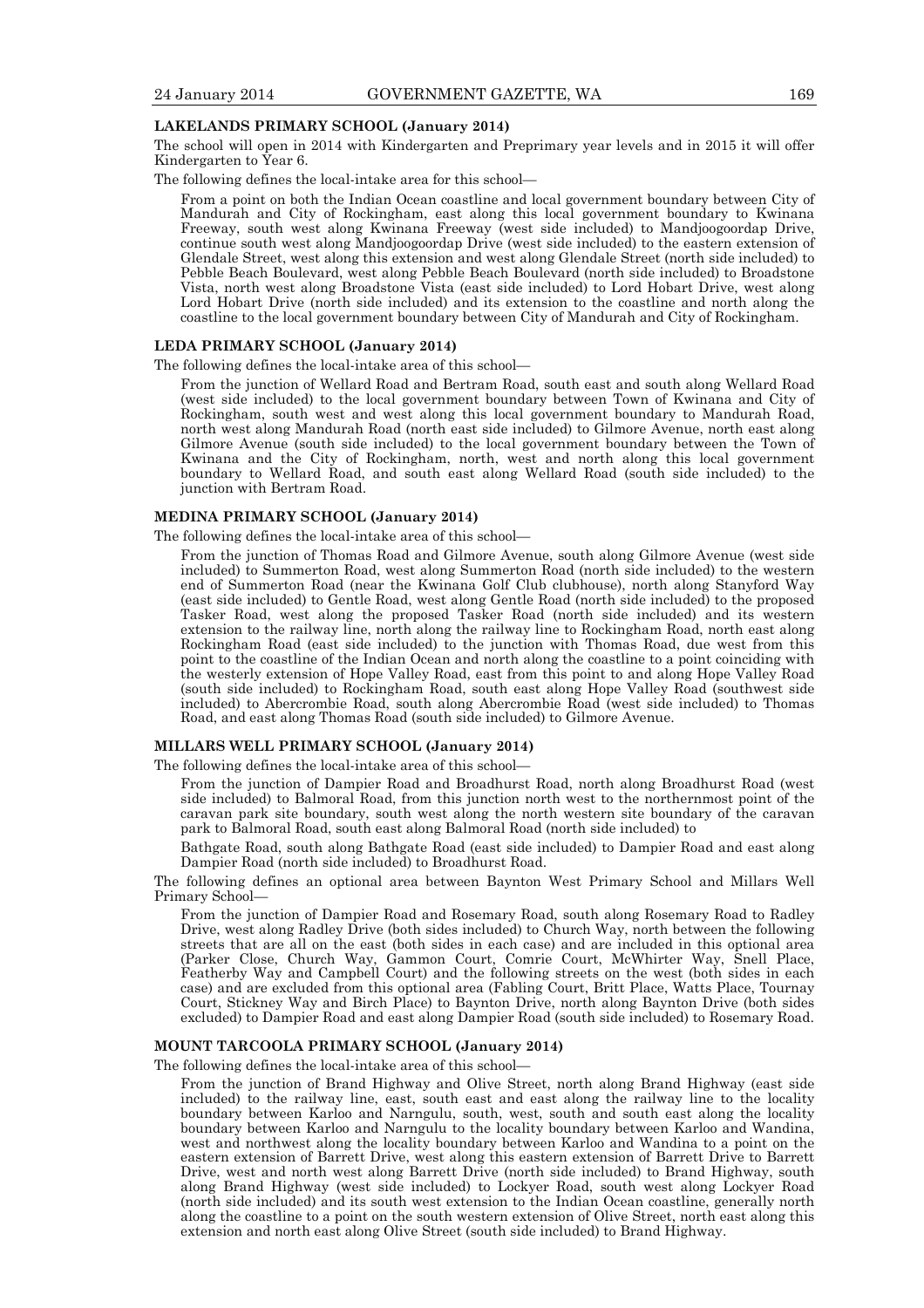**LAKELANDS PRIMARY SCHOOL (January 2014)**

The school will open in 2014 with Kindergarten and Preprimary year levels and in 2015 it will offer Kindergarten to Year 6.

The following defines the local-intake area for this school—

From a point on both the Indian Ocean coastline and local government boundary between City of Mandurah and City of Rockingham, east along this local government boundary to Kwinana Freeway, south west along Kwinana Freeway (west side included) to Mandjoogoordap Drive, continue south west along Mandjoogoordap Drive (west side included) to the eastern extension of Glendale Street, west along this extension and west along Glendale Street (north side included) to Pebble Beach Boulevard, west along Pebble Beach Boulevard (north side included) to Broadstone Vista, north west along Broadstone Vista (east side included) to Lord Hobart Drive, west along Lord Hobart Drive (north side included) and its extension to the coastline and north along the coastline to the local government boundary between City of Mandurah and City of Rockingham.

**LEDA PRIMARY SCHOOL (January 2014)**

The following defines the local-intake area of this school—

From the junction of Wellard Road and Bertram Road, south east and south along Wellard Road (west side included) to the local government boundary between Town of Kwinana and City of Rockingham, south west and west along this local government boundary to Mandurah Road, north west along Mandurah Road (north east side included) to Gilmore Avenue, north east along Gilmore Avenue (south side included) to the local government boundary between the Town of Kwinana and the City of Rockingham, north, west and north along this local government boundary to Wellard Road, and south east along Wellard Road (south side included) to the junction with Bertram Road.

**MEDINA PRIMARY SCHOOL (January 2014)**

The following defines the local-intake area of this school—

From the junction of Thomas Road and Gilmore Avenue, south along Gilmore Avenue (west side included) to Summerton Road, west along Summerton Road (north side included) to the western end of Summerton Road (near the Kwinana Golf Club clubhouse), north along Stanyford Way (east side included) to Gentle Road, west along Gentle Road (north side included) to the proposed Tasker Road, west along the proposed Tasker Road (north side included) and its western extension to the railway line, north along the railway line to Rockingham Road, north east along Rockingham Road (east side included) to the junction with Thomas Road, due west from this point to the coastline of the Indian Ocean and north along the coastline to a point coinciding with the westerly extension of Hope Valley Road, east from this point to and along Hope Valley Road (south side included) to Rockingham Road, south east along Hope Valley Road (southwest side included) to Abercrombie Road, south along Abercrombie Road (west side included) to Thomas Road, and east along Thomas Road (south side included) to Gilmore Avenue.

**MILLARS WELL PRIMARY SCHOOL (January 2014)**

The following defines the local-intake area of this school—

From the junction of Dampier Road and Broadhurst Road, north along Broadhurst Road (west side included) to Balmoral Road, from this junction north west to the northernmost point of the caravan park site boundary, south west along the north western site boundary of the caravan park to Balmoral Road, south east along Balmoral Road (north side included) to

Bathgate Road, south along Bathgate Road (east side included) to Dampier Road and east along Dampier Road (north side included) to Broadhurst Road.

The following defines an optional area between Baynton West Primary School and Millars Well Primary School—

From the junction of Dampier Road and Rosemary Road, south along Rosemary Road to Radley Drive, west along Radley Drive (both sides included) to Church Way, north between the following streets that are all on the east (both sides in each case) and are included in this optional area (Parker Close, Church Way, Gammon Court, Comrie Court, McWhirter Way, Snell Place, Featherby Way and Campbell Court) and the following streets on the west (both sides in each case) and are excluded from this optional area (Fabling Court, Britt Place, Watts Place, Tournay Court, Stickney Way and Birch Place) to Baynton Drive, north along Baynton Drive (both sides excluded) to Dampier Road and east along Dampier Road (south side included) to Rosemary Road.

**MOUNT TARCOOLA PRIMARY SCHOOL (January 2014)**

The following defines the local-intake area of this school—

From the junction of Brand Highway and Olive Street, north along Brand Highway (east side included) to the railway line, east, south east and east along the railway line to the locality boundary between Karloo and Narngulu, south, west, south and south east along the locality boundary between Karloo and Narngulu to the locality boundary between Karloo and Wandina, west and northwest along the locality boundary between Karloo and Wandina to a point on the eastern extension of Barrett Drive, west along this eastern extension of Barrett Drive to Barrett Drive, west and north west along Barrett Drive (north side included) to Brand Highway, south along Brand Highway (west side included) to Lockyer Road, south west along Lockyer Road (north side included) and its south west extension to the Indian Ocean coastline, generally north along the coastline to a point on the south western extension of Olive Street, north east along this extension and north east along Olive Street (south side included) to Brand Highway.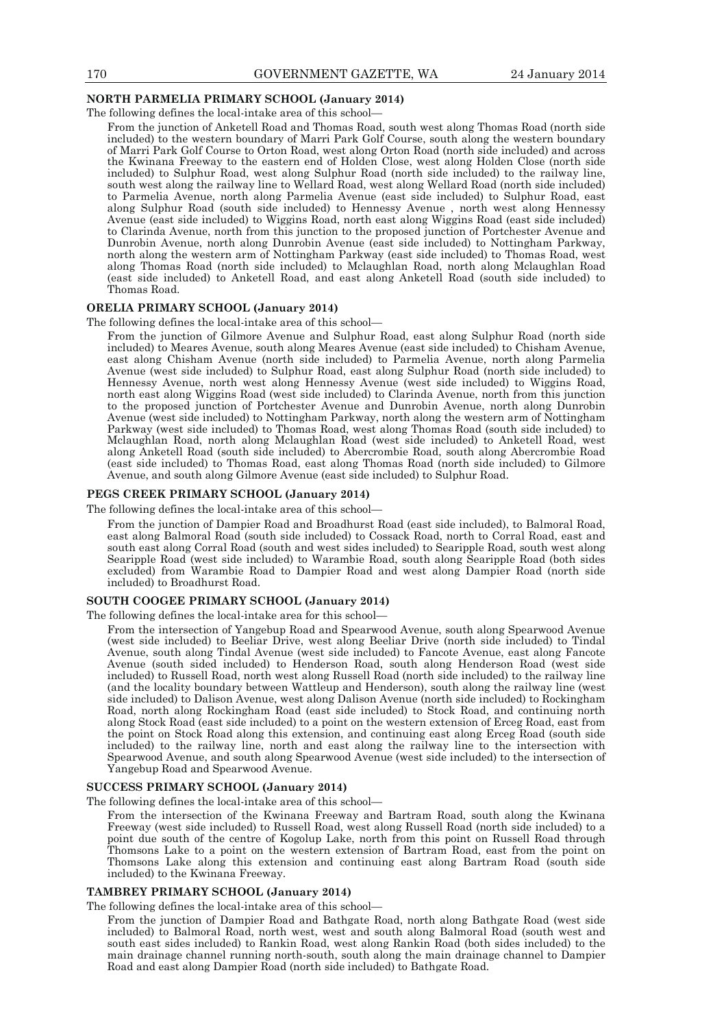**NORTH PARMELIA PRIMARY SCHOOL (January 2014)**

The following defines the local-intake area of this school—

From the junction of Anketell Road and Thomas Road, south west along Thomas Road (north side included) to the western boundary of Marri Park Golf Course, south along the western boundary of Marri Park Golf Course to Orton Road, west along Orton Road (north side included) and across the Kwinana Freeway to the eastern end of Holden Close, west along Holden Close (north side included) to Sulphur Road, west along Sulphur Road (north side included) to the railway line, south west along the railway line to Wellard Road, west along Wellard Road (north side included) to Parmelia Avenue, north along Parmelia Avenue (east side included) to Sulphur Road, east along Sulphur Road (south side included) to Hennessy Avenue , north west along Hennessy Avenue (east side included) to Wiggins Road, north east along Wiggins Road (east side included) to Clarinda Avenue, north from this junction to the proposed junction of Portchester Avenue and Dunrobin Avenue, north along Dunrobin Avenue (east side included) to Nottingham Parkway, north along the western arm of Nottingham Parkway (east side included) to Thomas Road, west along Thomas Road (north side included) to Mclaughlan Road, north along Mclaughlan Road (east side included) to Anketell Road, and east along Anketell Road (south side included) to Thomas Road.

**ORELIA PRIMARY SCHOOL (January 2014)**

The following defines the local-intake area of this school—

From the junction of Gilmore Avenue and Sulphur Road, east along Sulphur Road (north side included) to Meares Avenue, south along Meares Avenue (east side included) to Chisham Avenue, east along Chisham Avenue (north side included) to Parmelia Avenue, north along Parmelia Avenue (west side included) to Sulphur Road, east along Sulphur Road (north side included) to Hennessy Avenue, north west along Hennessy Avenue (west side included) to Wiggins Road, north east along Wiggins Road (west side included) to Clarinda Avenue, north from this junction to the proposed junction of Portchester Avenue and Dunrobin Avenue, north along Dunrobin Avenue (west side included) to Nottingham Parkway, north along the western arm of Nottingham Parkway (west side included) to Thomas Road, west along Thomas Road (south side included) to Mclaughlan Road, north along Mclaughlan Road (west side included) to Anketell Road, west along Anketell Road (south side included) to Abercrombie Road, south along Abercrombie Road (east side included) to Thomas Road, east along Thomas Road (north side included) to Gilmore Avenue, and south along Gilmore Avenue (east side included) to Sulphur Road.

**PEGS CREEK PRIMARY SCHOOL (January 2014)**

The following defines the local-intake area of this school—

From the junction of Dampier Road and Broadhurst Road (east side included), to Balmoral Road, east along Balmoral Road (south side included) to Cossack Road, north to Corral Road, east and south east along Corral Road (south and west sides included) to Searipple Road, south west along Searipple Road (west side included) to Warambie Road, south along Searipple Road (both sides excluded) from Warambie Road to Dampier Road and west along Dampier Road (north side included) to Broadhurst Road.

**SOUTH COOGEE PRIMARY SCHOOL (January 2014)**

The following defines the local-intake area for this school—

From the intersection of Yangebup Road and Spearwood Avenue, south along Spearwood Avenue (west side included) to Beeliar Drive, west along Beeliar Drive (north side included) to Tindal Avenue, south along Tindal Avenue (west side included) to Fancote Avenue, east along Fancote Avenue (south sided included) to Henderson Road, south along Henderson Road (west side included) to Russell Road, north west along Russell Road (north side included) to the railway line (and the locality boundary between Wattleup and Henderson), south along the railway line (west side included) to Dalison Avenue, west along Dalison Avenue (north side included) to Rockingham Road, north along Rockingham Road (east side included) to Stock Road, and continuing north along Stock Road (east side included) to a point on the western extension of Erceg Road, east from the point on Stock Road along this extension, and continuing east along Erceg Road (south side included) to the railway line, north and east along the railway line to the intersection with Spearwood Avenue, and south along Spearwood Avenue (west side included) to the intersection of Yangebup Road and Spearwood Avenue.

**SUCCESS PRIMARY SCHOOL (January 2014)**

The following defines the local-intake area of this school—

From the intersection of the Kwinana Freeway and Bartram Road, south along the Kwinana Freeway (west side included) to Russell Road, west along Russell Road (north side included) to a point due south of the centre of Kogolup Lake, north from this point on Russell Road through Thomsons Lake to a point on the western extension of Bartram Road, east from the point on Thomsons Lake along this extension and continuing east along Bartram Road (south side included) to the Kwinana Freeway.

**TAMBREY PRIMARY SCHOOL (January 2014)**

The following defines the local-intake area of this school—

From the junction of Dampier Road and Bathgate Road, north along Bathgate Road (west side included) to Balmoral Road, north west, west and south along Balmoral Road (south west and south east sides included) to Rankin Road, west along Rankin Road (both sides included) to the main drainage channel running north-south, south along the main drainage channel to Dampier Road and east along Dampier Road (north side included) to Bathgate Road.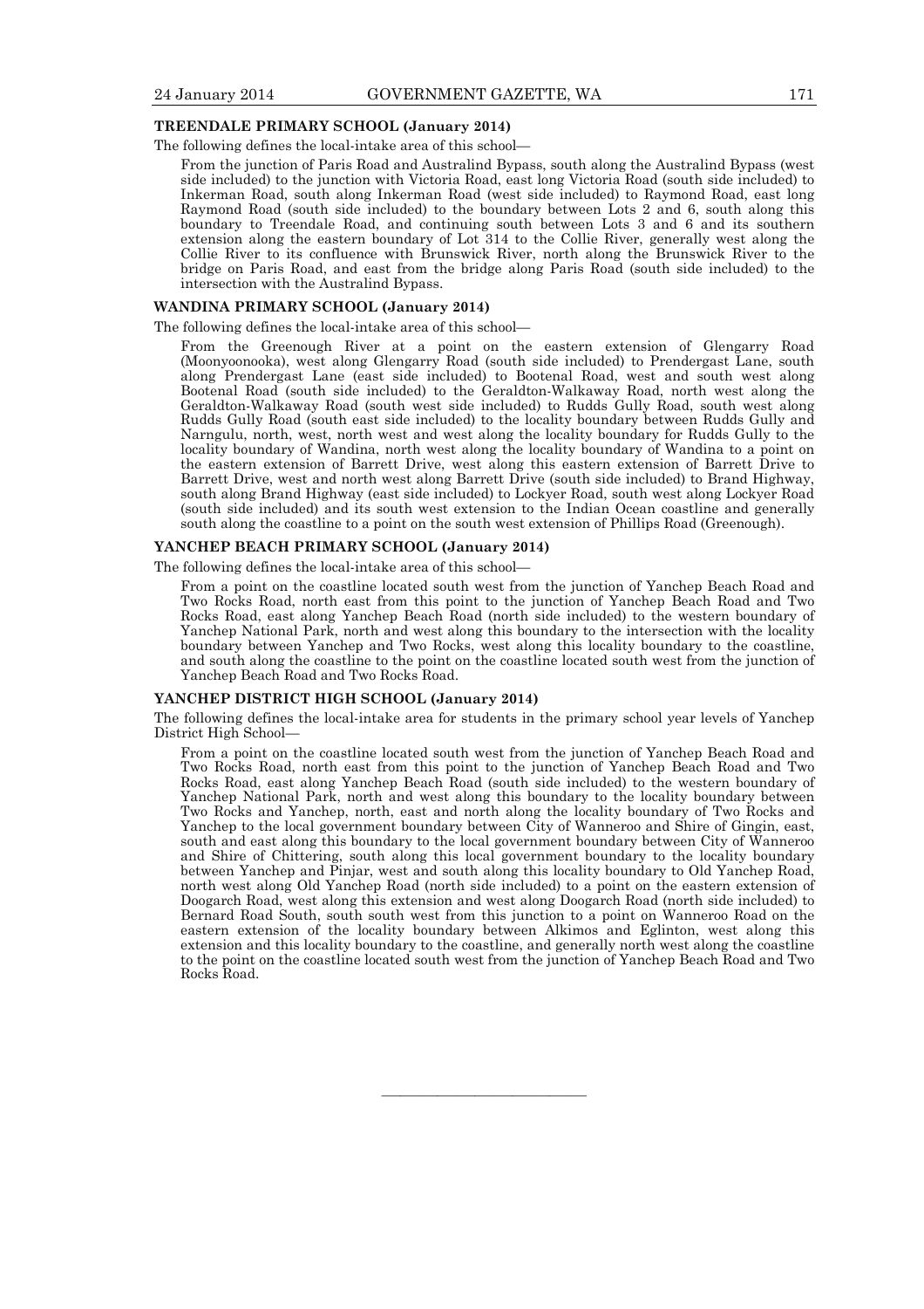**TREENDALE PRIMARY SCHOOL (January 2014)**

The following defines the local-intake area of this school—

From the junction of Paris Road and Australind Bypass, south along the Australind Bypass (west side included) to the junction with Victoria Road, east long Victoria Road (south side included) to Inkerman Road, south along Inkerman Road (west side included) to Raymond Road, east long Raymond Road (south side included) to the boundary between Lots 2 and 6, south along this boundary to Treendale Road, and continuing south between Lots 3 and 6 and its southern extension along the eastern boundary of Lot 314 to the Collie River, generally west along the Collie River to its confluence with Brunswick River, north along the Brunswick River to the bridge on Paris Road, and east from the bridge along Paris Road (south side included) to the intersection with the Australind Bypass.

**WANDINA PRIMARY SCHOOL (January 2014)**

The following defines the local-intake area of this school—

From the Greenough River at a point on the eastern extension of Glengarry Road (Moonyoonooka), west along Glengarry Road (south side included) to Prendergast Lane, south along Prendergast Lane (east side included) to Bootenal Road, west and south west along Bootenal Road (south side included) to the Geraldton-Walkaway Road, north west along the Geraldton-Walkaway Road (south west side included) to Rudds Gully Road, south west along Rudds Gully Road (south east side included) to the locality boundary between Rudds Gully and Narngulu, north, west, north west and west along the locality boundary for Rudds Gully to the locality boundary of Wandina, north west along the locality boundary of Wandina to a point on the eastern extension of Barrett Drive, west along this eastern extension of Barrett Drive to Barrett Drive, west and north west along Barrett Drive (south side included) to Brand Highway, south along Brand Highway (east side included) to Lockyer Road, south west along Lockyer Road (south side included) and its south west extension to the Indian Ocean coastline and generally south along the coastline to a point on the south west extension of Phillips Road (Greenough).

**YANCHEP BEACH PRIMARY SCHOOL (January 2014)**

The following defines the local-intake area of this school—

From a point on the coastline located south west from the junction of Yanchep Beach Road and Two Rocks Road, north east from this point to the junction of Yanchep Beach Road and Two Rocks Road, east along Yanchep Beach Road (north side included) to the western boundary of Yanchep National Park, north and west along this boundary to the intersection with the locality boundary between Yanchep and Two Rocks, west along this locality boundary to the coastline, and south along the coastline to the point on the coastline located south west from the junction of Yanchep Beach Road and Two Rocks Road.

**YANCHEP DISTRICT HIGH SCHOOL (January 2014)**

The following defines the local-intake area for students in the primary school year levels of Yanchep District High School—

From a point on the coastline located south west from the junction of Yanchep Beach Road and Two Rocks Road, north east from this point to the junction of Yanchep Beach Road and Two Rocks Road, east along Yanchep Beach Road (south side included) to the western boundary of Yanchep National Park, north and west along this boundary to the locality boundary between Two Rocks and Yanchep, north, east and north along the locality boundary of Two Rocks and Yanchep to the local government boundary between City of Wanneroo and Shire of Gingin, east, south and east along this boundary to the local government boundary between City of Wanneroo and Shire of Chittering, south along this local government boundary to the locality boundary between Yanchep and Pinjar, west and south along this locality boundary to Old Yanchep Road, north west along Old Yanchep Road (north side included) to a point on the eastern extension of Doogarch Road, west along this extension and west along Doogarch Road (north side included) to Bernard Road South, south south west from this junction to a point on Wanneroo Road on the eastern extension of the locality boundary between Alkimos and Eglinton, west along this extension and this locality boundary to the coastline, and generally north west along the coastline to the point on the coastline located south west from the junction of Yanchep Beach Road and Two Rocks Road.

---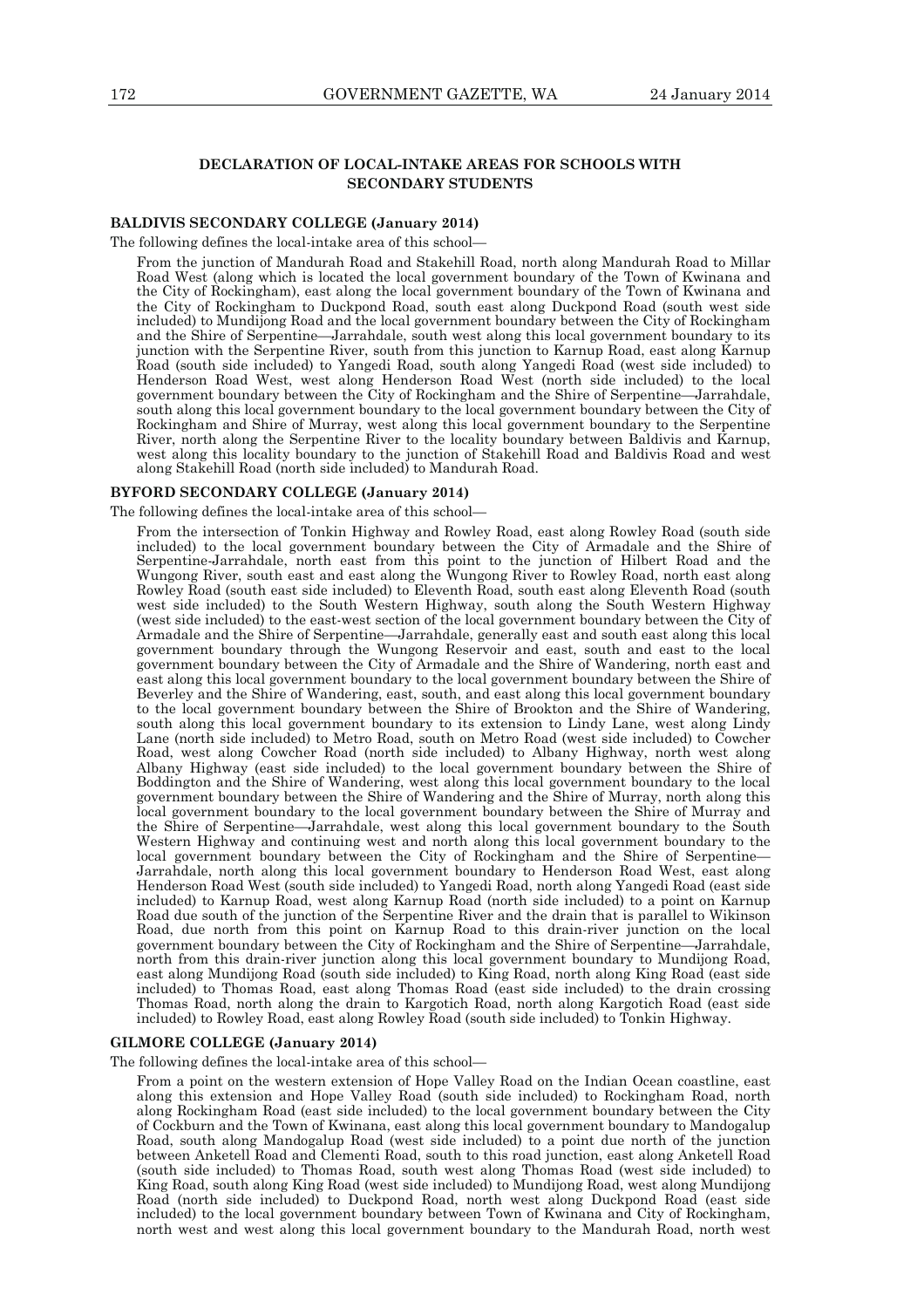## DECLARATION OF LOCAL-INTAKE AREAS FOR SCHOOLS WITH SECONDARY STUDENTS

### BALDIVIS SECONDARY COLLEGE (January 2014)

The following defines the local-intake area of this school—

From the junction of Mandurah Road and Stakehill Road, north along Mandurah Road to Millar Road West (along which is located the local government boundary of the Town of Kwinana and the City of Rockingham), east along the local government boundary of the Town of Kwinana and the City of Rockingham to Duckpond Road, south east along Duckpond Road (south west side included) to Mundijong Road and the local government boundary between the City of Rockingham and the Shire of Serpentine—Jarrahdale, south west along this local government boundary to its junction with the Serpentine River, south from this junction to Karnup Road, east along Karnup Road (south side included) to Yangedi Road, south along Yangedi Road (west side included) to Henderson Road West, west along Henderson Road West (north side included) to the local government boundary between the City of Rockingham and the Shire of Serpentine—Jarrahdale, south along this local government boundary to the local government boundary between the City of Rockingham and Shire of Murray, west along this local government boundary to the Serpentine River, north along the Serpentine River to the locality boundary between Baldivis and Karnup, west along this locality boundary to the junction of Stakehill Road and Baldivis Road and west along Stakehill Road (north side included) to Mandurah Road.

### BYFORD SECONDARY COLLEGE (January 2014)

The following defines the local-intake area of this school—

From the intersection of Tonkin Highway and Rowley Road, east along Rowley Road (south side included) to the local government boundary between the City of Armadale and the Shire of Serpentine-Jarrahdale, north east from this point to the junction of Hilbert Road and the Wungong River, south east and east along the Wungong River to Rowley Road, north east along Rowley Road (south east side included) to Eleventh Road, south east along Eleventh Road (south west side included) to the South Western Highway, south along the South Western Highway (west side included) to the east-west section of the local government boundary between the City of Armadale and the Shire of Serpentine—Jarrahdale, generally east and south east along this local government boundary through the Wungong Reservoir and east, south and east to the local government boundary between the City of Armadale and the Shire of Wandering, north east and east along this local government boundary to the local government boundary between the Shire of Beverley and the Shire of Wandering, east, south, and east along this local government boundary to the local government boundary between the Shire of Brookton and the Shire of Wandering, south along this local government boundary to its extension to Lindy Lane, west along Lindy Lane (north side included) to Metro Road, south on Metro Road (west side included) to Cowcher Road, west along Cowcher Road (north side included) to Albany Highway, north west along Albany Highway (east side included) to the local government boundary between the Shire of Boddington and the Shire of Wandering, west along this local government boundary to the local government boundary between the Shire of Wandering and the Shire of Murray, north along this local government boundary to the local government boundary between the Shire of Murray and the Shire of Serpentine—Jarrahdale, west along this local government boundary to the South Western Highway and continuing west and north along this local government boundary to the local government boundary between the City of Rockingham and the Shire of Serpentine—Jarrahdale, north along this local government boundary to Henderson Road West, east along Henderson Road West (south side included) to Yangedi Road, north along Yangedi Road (east side included) to Karnup Road, west along Karnup Road (north side included) to a point on Karnup Road due south of the junction of the Serpentine River and the drain that is parallel to Wikinson Road, due north from this point on Karnup Road to this drain-river junction on the local government boundary between the City of Rockingham and the Shire of Serpentine—Jarrahdale, north from this drain-river junction along this local government boundary to Mundijong Road, east along Mundijong Road (south side included) to King Road, north along King Road (east side included) to Thomas Road, east along Thomas Road (east side included) to the drain crossing Thomas Road, north along the drain to Kargotich Road, north along Kargotich Road (east side included) to Rowley Road, east along Rowley Road (south side included) to Tonkin Highway.

### GILMORE COLLEGE (January 2014)

The following defines the local-intake area of this school—

From a point on the western extension of Hope Valley Road on the Indian Ocean coastline, east along this extension and Hope Valley Road (south side included) to Rockingham Road, north along Rockingham Road (east side included) to the local government boundary between the City of Cockburn and the Town of Kwinana, east along this local government boundary to Mandogalup Road, south along Mandogalup Road (west side included) to a point due north of the junction between Anketell Road and Clementi Road, south to this road junction, east along Anketell Road (south side included) to Thomas Road, south west along Thomas Road (west side included) to King Road, south along King Road (west side included) to Mundijong Road, west along Mundijong Road (north side included) to Duckpond Road, north west along Duckpond Road (east side included) to the local government boundary between Town of Kwinana and City of Rockingham, north west and west along this local government boundary to the Mandurah Road, north west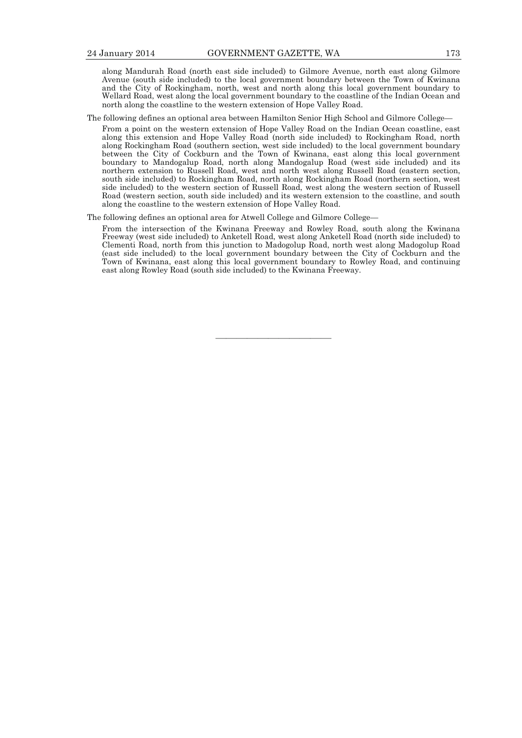along Mandurah Road (north east side included) to Gilmore Avenue, north east along Gilmore Avenue (south side included) to the local government boundary between the Town of Kwinana and the City of Rockingham, north, west and north along this local government boundary to Wellard Road, west along the local government boundary to the coastline of the Indian Ocean and north along the coastline to the western extension of Hope Valley Road.

The following defines an optional area between Hamilton Senior High School and Gilmore College—

From a point on the western extension of Hope Valley Road on the Indian Ocean coastline, east along this extension and Hope Valley Road (north side included) to Rockingham Road, north along Rockingham Road (southern section, west side included) to the local government boundary between the City of Cockburn and the Town of Kwinana, east along this local government boundary to Mandogalup Road, north along Mandogalup Road (west side included) and its northern extension to Russell Road, west and north west along Russell Road (eastern section, south side included) to Rockingham Road, north along Rockingham Road (northern section, west side included) to the western section of Russell Road, west along the western section of Russell Road (western section, south side included) and its western extension to the coastline, and south along the coastline to the western extension of Hope Valley Road.

The following defines an optional area for Atwell College and Gilmore College—

From the intersection of the Kwinana Freeway and Rowley Road, south along the Kwinana Freeway (west side included) to Anketell Road, west along Anketell Road (north side included) to Clementi Road, north from this junction to Madogolup Road, north west along Madogolup Road (east side included) to the local government boundary between the City of Cockburn and the Town of Kwinana, east along this local government boundary to Rowley Road, and continuing east along Rowley Road (south side included) to the Kwinana Freeway.

---